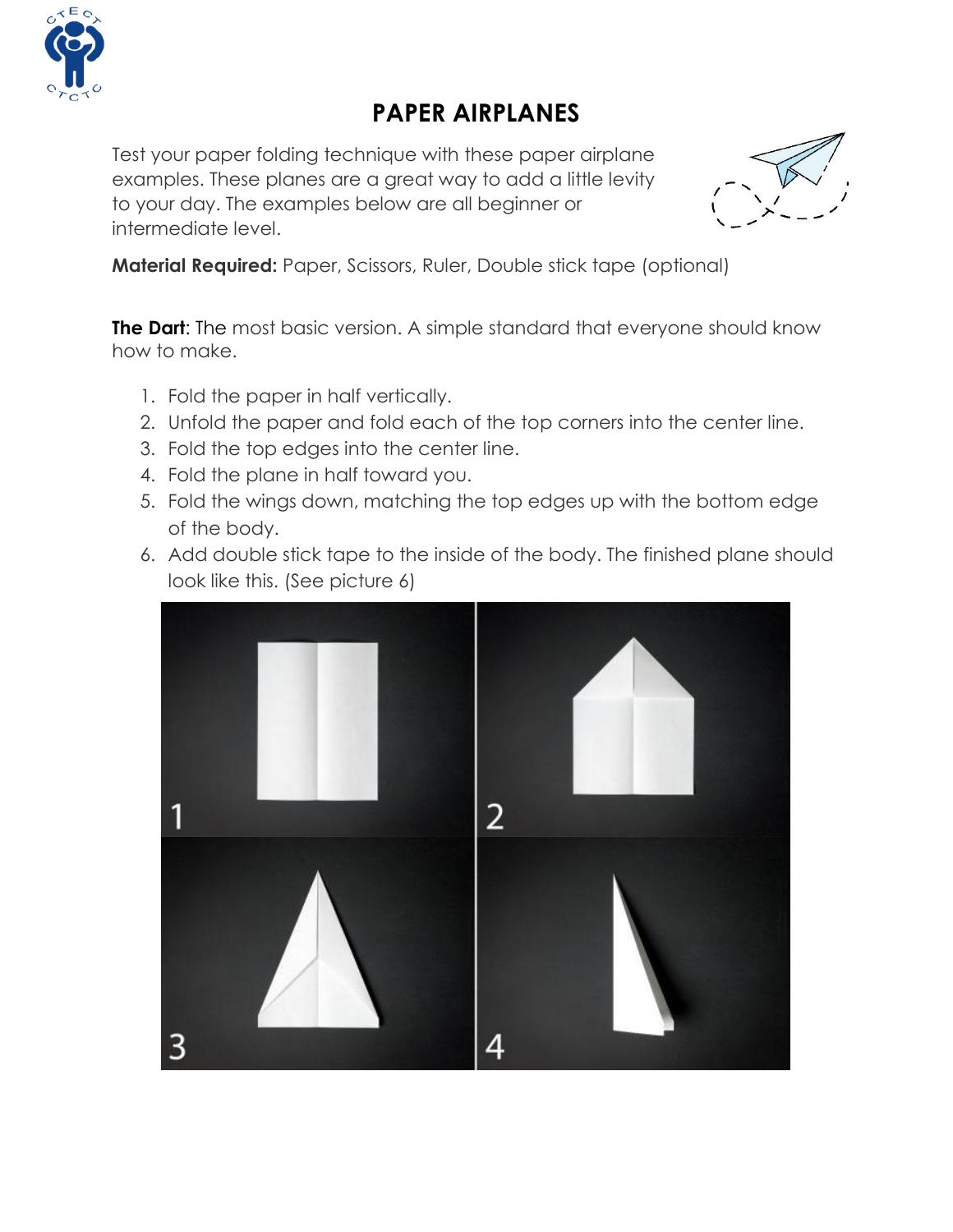# PAPER AIRPLANES

Test your paper folding technique with these paper airplane examples. These planes are a great way to add a little levity to your day. The examples below are all beginner or intermediate level.

**Material Required:** Paper, Scissors, Ruler, Double stick tape (optional)

**The Dart**: The most basic version. A simple standard that everyone should know how to make.

1. Fold the paper in half vertically.
2. Unfold the paper and fold each of the top corners into the center line.
3. Fold the top edges into the center line.
4. Fold the plane in half toward you.
5. Fold the wings down, matching the top edges up with the bottom edge of the body.
6. Add double stick tape to the inside of the body. The finished plane should look like this. (See picture 6)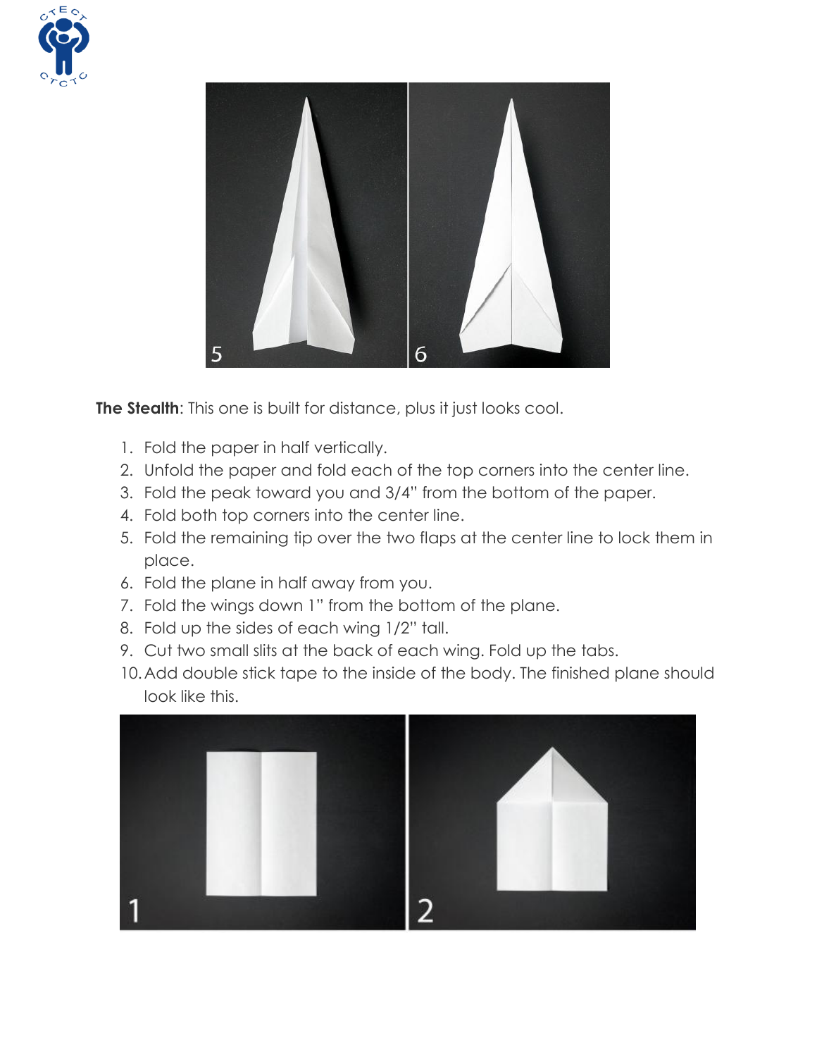**The Stealth**: This one is built for distance, plus it just looks cool.

1. Fold the paper in half vertically.
2. Unfold the paper and fold each of the top corners into the center line.
3. Fold the peak toward you and 3/4" from the bottom of the paper.
4. Fold both top corners into the center line.
5. Fold the remaining tip over the two flaps at the center line to lock them in place.
6. Fold the plane in half away from you.
7. Fold the wings down 1" from the bottom of the plane.
8. Fold up the sides of each wing 1/2" tall.
9. Cut two small slits at the back of each wing. Fold up the tabs.
10. Add double stick tape to the inside of the body. The finished plane should look like this.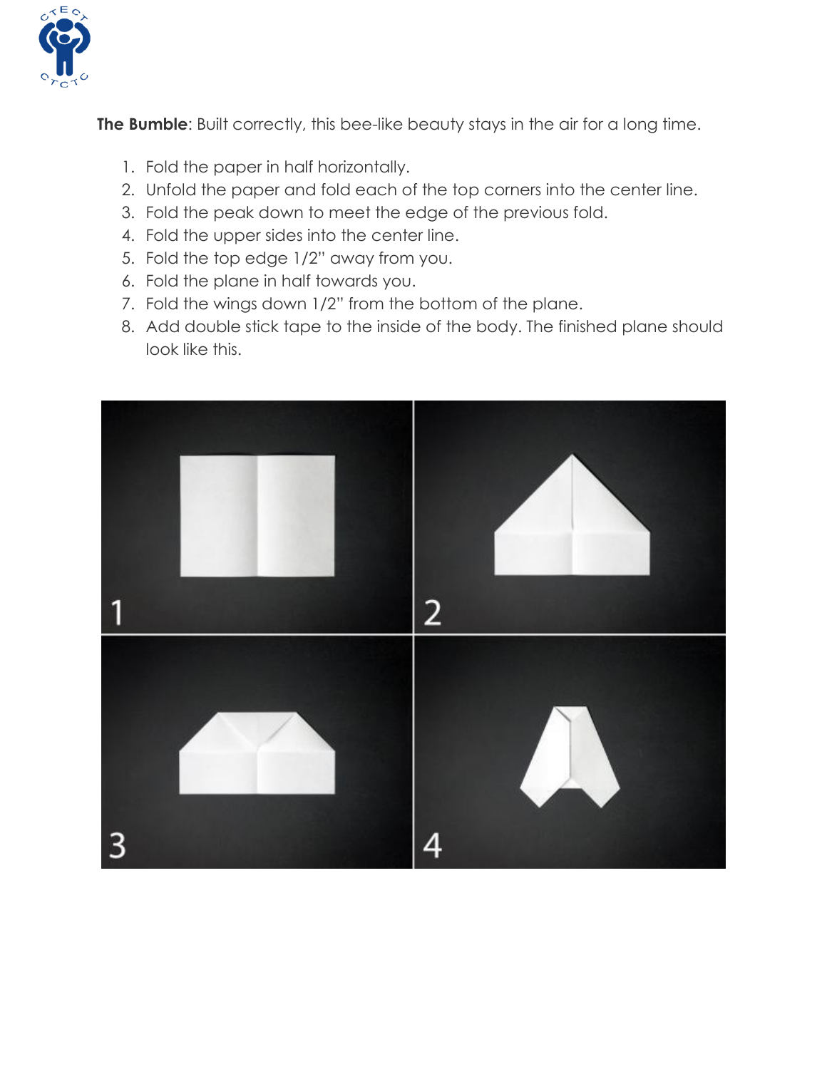**The Bumble**: Built correctly, this bee-like beauty stays in the air for a long time.

1. Fold the paper in half horizontally.
2. Unfold the paper and fold each of the top corners into the center line.
3. Fold the peak down to meet the edge of the previous fold.
4. Fold the upper sides into the center line.
5. Fold the top edge 1/2" away from you.
6. Fold the plane in half towards you.
7. Fold the wings down 1/2" from the bottom of the plane.
8. Add double stick tape to the inside of the body. The finished plane should look like this.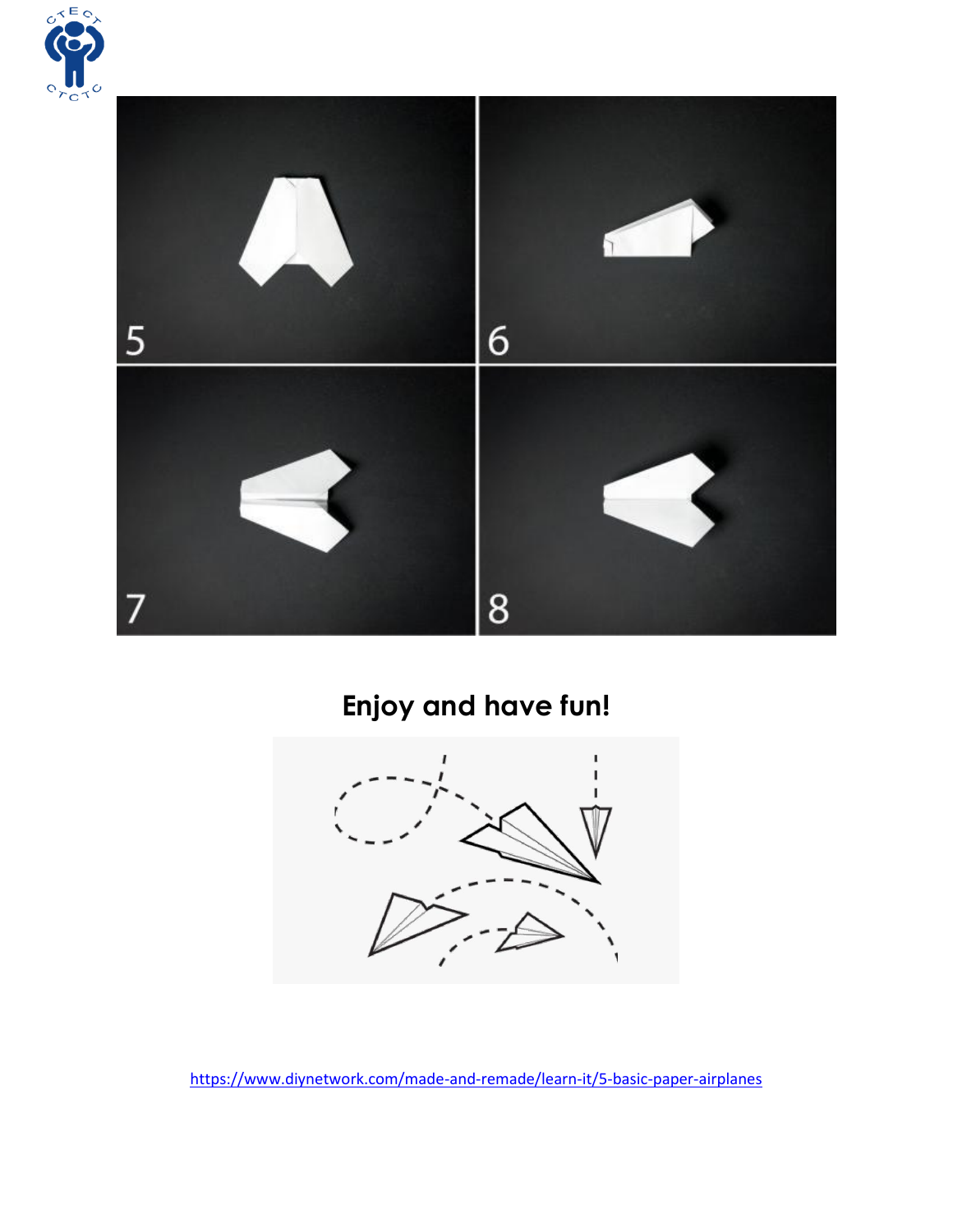5

6

7

8

**Enjoy and have fun!**

https://www.diynetwork.com/made-and-remade/learn-it/5-basic-paper-airplanes